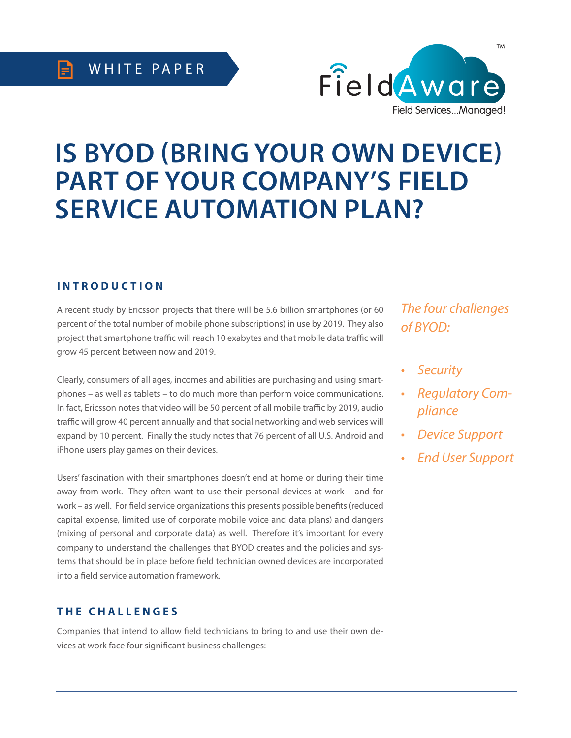WHITE PAPER

FieldAware™

Field Services...Managed!

# IS BYOD (BRING YOUR OWN DEVICE) PART OF YOUR COMPANY'S FIELD SERVICE AUTOMATION PLAN?

## INTRODUCTION

A recent study by Ericsson projects that there will be 5.6 billion smartphones (or 60 percent of the total number of mobile phone subscriptions) in use by 2019. They also project that smartphone traffic will reach 10 exabytes and that mobile data traffic will grow 45 percent between now and 2019.

Clearly, consumers of all ages, incomes and abilities are purchasing and using smartphones – as well as tablets – to do much more than perform voice communications. In fact, Ericsson notes that video will be 50 percent of all mobile traffic by 2019, audio traffic will grow 40 percent annually and that social networking and web services will expand by 10 percent. Finally the study notes that 76 percent of all U.S. Android and iPhone users play games on their devices.

Users' fascination with their smartphones doesn't end at home or during their time away from work. They often want to use their personal devices at work – and for work – as well. For field service organizations this presents possible benefits (reduced capital expense, limited use of corporate mobile voice and data plans) and dangers (mixing of personal and corporate data) as well. Therefore it's important for every company to understand the challenges that BYOD creates and the policies and systems that should be in place before field technician owned devices are incorporated into a field service automation framework.

*The four challenges of BYOD:*

- *Security*
- *Regulatory Compliance*
- *Device Support*
- *End User Support*

## THE CHALLENGES

Companies that intend to allow field technicians to bring to and use their own devices at work face four significant business challenges: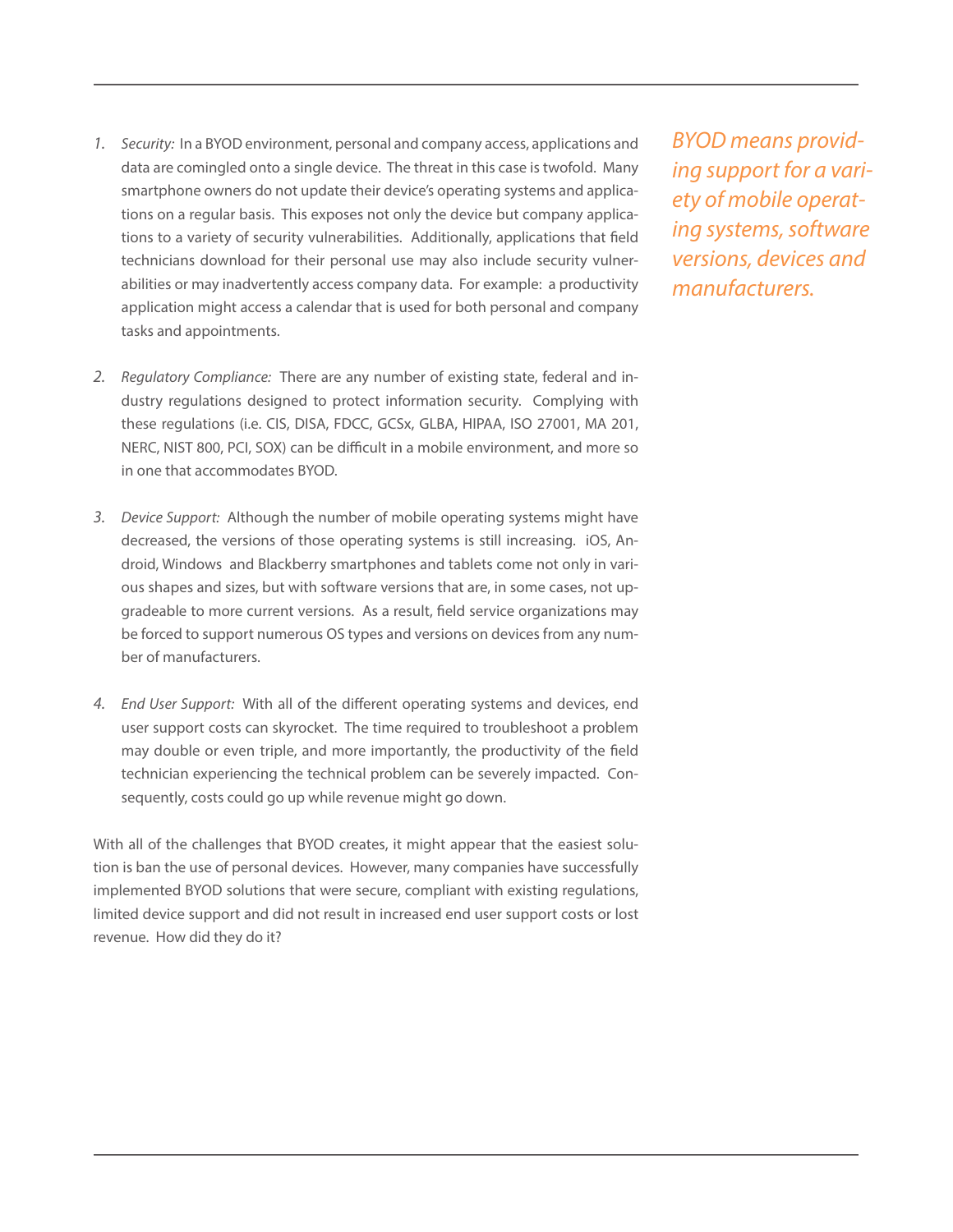1. *Security:* In a BYOD environment, personal and company access, applications and data are comingled onto a single device. The threat in this case is twofold. Many smartphone owners do not update their device's operating systems and applications on a regular basis. This exposes not only the device but company applications to a variety of security vulnerabilities. Additionally, applications that field technicians download for their personal use may also include security vulnerabilities or may inadvertently access company data. For example: a productivity application might access a calendar that is used for both personal and company tasks and appointments.

2. *Regulatory Compliance:* There are any number of existing state, federal and industry regulations designed to protect information security. Complying with these regulations (i.e. CIS, DISA, FDCC, GCSx, GLBA, HIPAA, ISO 27001, MA 201, NERC, NIST 800, PCI, SOX) can be difficult in a mobile environment, and more so in one that accommodates BYOD.

3. *Device Support:* Although the number of mobile operating systems might have decreased, the versions of those operating systems is still increasing. iOS, Android, Windows and Blackberry smartphones and tablets come not only in various shapes and sizes, but with software versions that are, in some cases, not upgradeable to more current versions. As a result, field service organizations may be forced to support numerous OS types and versions on devices from any number of manufacturers.

4. *End User Support:* With all of the different operating systems and devices, end user support costs can skyrocket. The time required to troubleshoot a problem may double or even triple, and more importantly, the productivity of the field technician experiencing the technical problem can be severely impacted. Consequently, costs could go up while revenue might go down.

With all of the challenges that BYOD creates, it might appear that the easiest solution is ban the use of personal devices. However, many companies have successfully implemented BYOD solutions that were secure, compliant with existing regulations, limited device support and did not result in increased end user support costs or lost revenue. How did they do it?

*BYOD means providing support for a variety of mobile operating systems, software versions, devices and manufacturers.*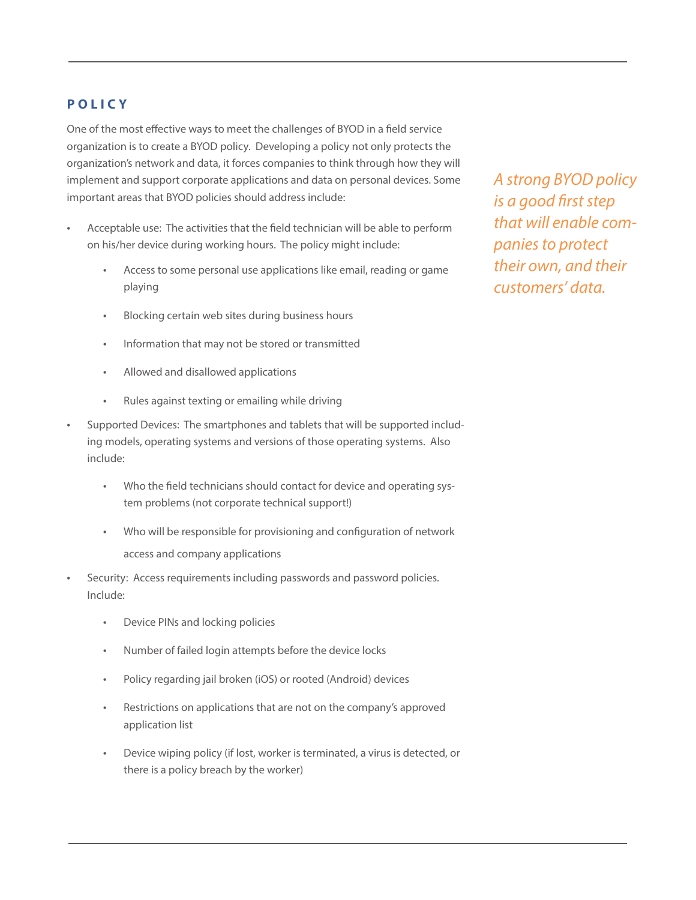## POLICY

One of the most effective ways to meet the challenges of BYOD in a field service organization is to create a BYOD policy. Developing a policy not only protects the organization's network and data, it forces companies to think through how they will implement and support corporate applications and data on personal devices. Some important areas that BYOD policies should address include:

*A strong BYOD policy is a good first step that will enable companies to protect their own, and their customers' data.*

- Acceptable use: The activities that the field technician will be able to perform on his/her device during working hours. The policy might include:
    - Access to some personal use applications like email, reading or game playing
    - Blocking certain web sites during business hours
    - Information that may not be stored or transmitted
    - Allowed and disallowed applications
    - Rules against texting or emailing while driving
- Supported Devices: The smartphones and tablets that will be supported including models, operating systems and versions of those operating systems. Also include:
    - Who the field technicians should contact for device and operating system problems (not corporate technical support!)
    - Who will be responsible for provisioning and configuration of network access and company applications
- Security: Access requirements including passwords and password policies. Include:
    - Device PINs and locking policies
    - Number of failed login attempts before the device locks
    - Policy regarding jail broken (iOS) or rooted (Android) devices
    - Restrictions on applications that are not on the company's approved application list
    - Device wiping policy (if lost, worker is terminated, a virus is detected, or there is a policy breach by the worker)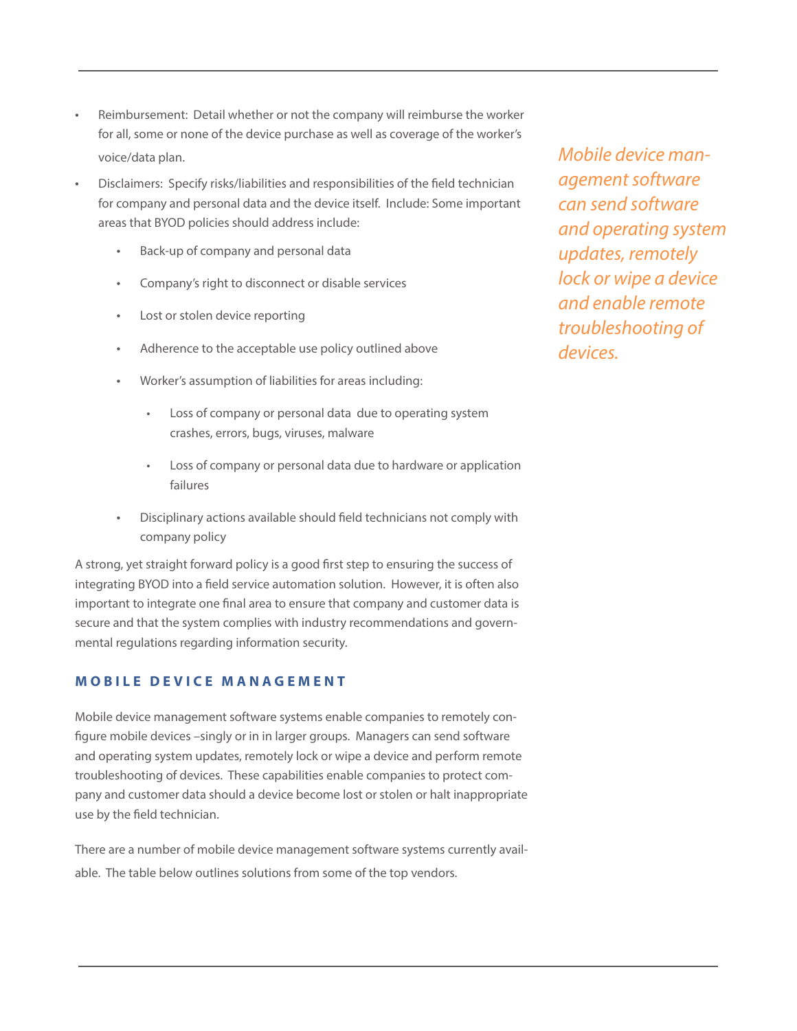- Reimbursement: Detail whether or not the company will reimburse the worker for all, some or none of the device purchase as well as coverage of the worker's voice/data plan.
- Disclaimers: Specify risks/liabilities and responsibilities of the field technician for company and personal data and the device itself. Include: Some important areas that BYOD policies should address include:
    - Back-up of company and personal data
    - Company's right to disconnect or disable services
    - Lost or stolen device reporting
    - Adherence to the acceptable use policy outlined above
    - Worker's assumption of liabilities for areas including:
        - Loss of company or personal data due to operating system crashes, errors, bugs, viruses, malware
        - Loss of company or personal data due to hardware or application failures
    - Disciplinary actions available should field technicians not comply with company policy

*Mobile device management software can send software and operating system updates, remotely lock or wipe a device and enable remote troubleshooting of devices.*

A strong, yet straight forward policy is a good first step to ensuring the success of integrating BYOD into a field service automation solution. However, it is often also important to integrate one final area to ensure that company and customer data is secure and that the system complies with industry recommendations and governmental regulations regarding information security.

## MOBILE DEVICE MANAGEMENT

Mobile device management software systems enable companies to remotely configure mobile devices –singly or in in larger groups. Managers can send software and operating system updates, remotely lock or wipe a device and perform remote troubleshooting of devices. These capabilities enable companies to protect company and customer data should a device become lost or stolen or halt inappropriate use by the field technician.

There are a number of mobile device management software systems currently available. The table below outlines solutions from some of the top vendors.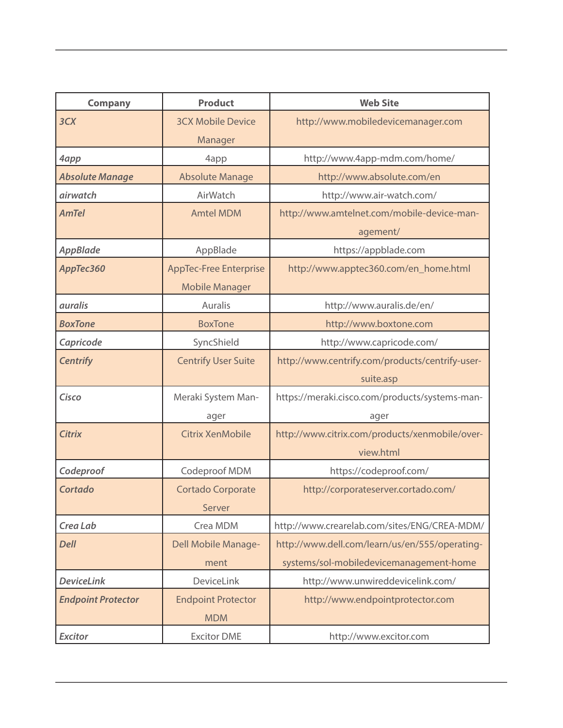| Company | Product | Web Site |
| --- | --- | --- |
| *3CX* | 3CX Mobile Device Manager | http://www.mobiledevicemanager.com |
| *4app* | 4app | http://www.4app-mdm.com/home/ |
| *Absolute Manage* | Absolute Manage | http://www.absolute.com/en |
| *airwatch* | AirWatch | http://www.air-watch.com/ |
| *AmTel* | Amtel MDM | http://www.amtelnet.com/mobile-device-management/ |
| *AppBlade* | AppBlade | https://appblade.com |
| *AppTec360* | AppTec-Free Enterprise Mobile Manager | http://www.apptec360.com/en_home.html |
| *auralis* | Auralis | http://www.auralis.de/en/ |
| *BoxTone* | BoxTone | http://www.boxtone.com |
| *Capricode* | SyncShield | http://www.capricode.com/ |
| *Centrify* | Centrify User Suite | http://www.centrify.com/products/centrify-user-suite.asp |
| *Cisco* | Meraki System Manager | https://meraki.cisco.com/products/systems-manager |
| *Citrix* | Citrix XenMobile | http://www.citrix.com/products/xenmobile/overview.html |
| *Codeproof* | Codeproof MDM | https://codeproof.com/ |
| *Cortado* | Cortado Corporate Server | http://corporateserver.cortado.com/ |
| *Crea Lab* | Crea MDM | http://www.crearelab.com/sites/ENG/CREA-MDM/ |
| *Dell* | Dell Mobile Management | http://www.dell.com/learn/us/en/555/operating-systems/sol-mobiledevicemanagement-home |
| *DeviceLink* | DeviceLink | http://www.unwireddevicelink.com/ |
| *Endpoint Protector* | Endpoint Protector MDM | http://www.endpointprotector.com |
| *Excitor* | Excitor DME | http://www.excitor.com |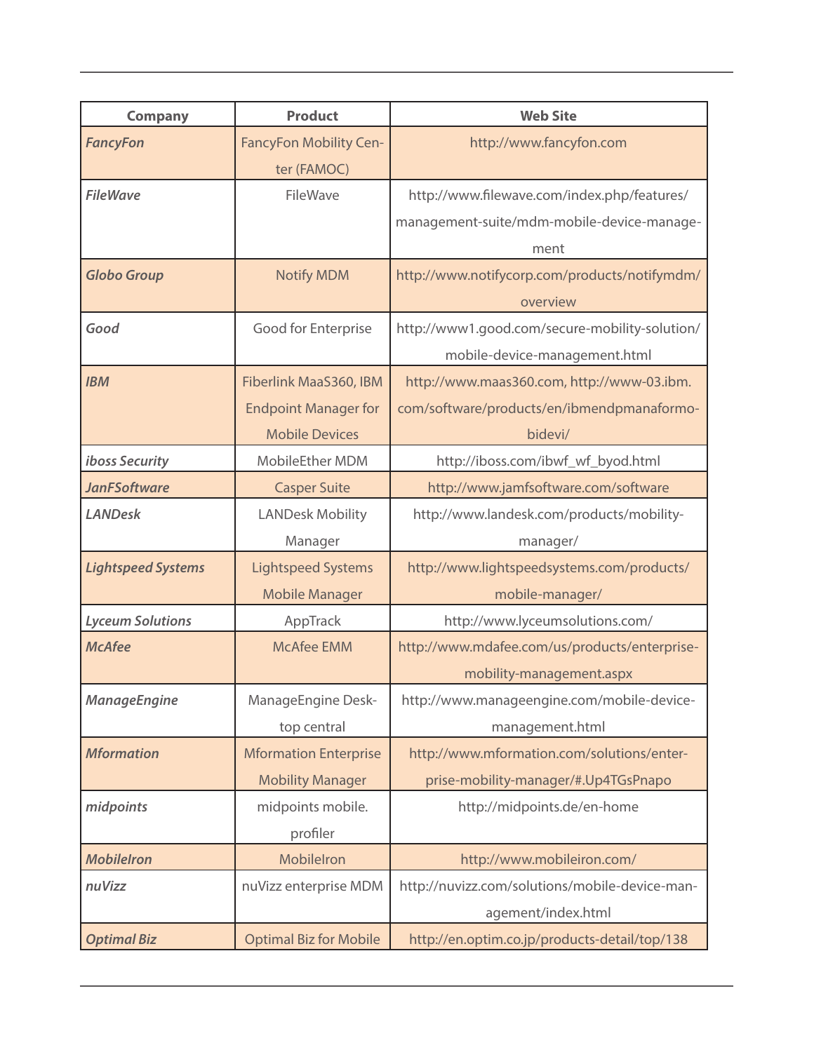| Company | Product | Web Site |
|---|---|---|
| *FancyFon* | FancyFon Mobility Center (FAMOC) | http://www.fancyfon.com |
| *FileWave* | FileWave | http://www.filewave.com/index.php/features/management-suite/mdm-mobile-device-management |
| *Globo Group* | Notify MDM | http://www.notifycorp.com/products/notifymdm/overview |
| *Good* | Good for Enterprise | http://www1.good.com/secure-mobility-solution/mobile-device-management.html |
| *IBM* | Fiberlink MaaS360, IBM Endpoint Manager for Mobile Devices | http://www.maas360.com, http://www-03.ibm.com/software/products/en/ibmendpmanaformobidevi/ |
| *iboss Security* | MobileEther MDM | http://iboss.com/ibwf_wf_byod.html |
| *JanFSoftware* | Casper Suite | http://www.jamfsoftware.com/software |
| *LANDesk* | LANDesk Mobility Manager | http://www.landesk.com/products/mobility-manager/ |
| *Lightspeed Systems* | Lightspeed Systems Mobile Manager | http://www.lightspeedsystems.com/products/mobile-manager/ |
| *Lyceum Solutions* | AppTrack | http://www.lyceumsolutions.com/ |
| *McAfee* | McAfee EMM | http://www.mdafee.com/us/products/enterprise-mobility-management.aspx |
| *ManageEngine* | ManageEngine Desktop central | http://www.manageengine.com/mobile-device-management.html |
| *Mformation* | Mformation Enterprise Mobility Manager | http://www.mformation.com/solutions/enterprise-mobility-manager/#.Up4TGsPnapo |
| *midpoints* | midpoints mobile.profiler | http://midpoints.de/en-home |
| *MobileIron* | MobileIron | http://www.mobileiron.com/ |
| *nuVizz* | nuVizz enterprise MDM | http://nuvizz.com/solutions/mobile-device-management/index.html |
| *Optimal Biz* | Optimal Biz for Mobile | http://en.optim.co.jp/products-detail/top/138 |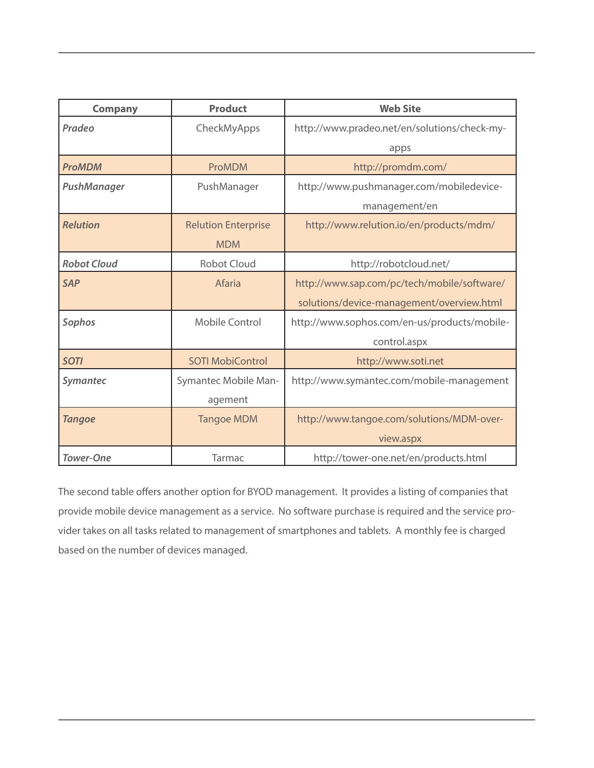| Company | Product | Web Site |
|---|---|---|
| ***Pradeo*** | CheckMyApps | http://www.pradeo.net/en/solutions/check-my-apps |
| ***ProMDM*** | ProMDM | http://promdm.com/ |
| ***PushManager*** | PushManager | http://www.pushmanager.com/mobiledevice-management/en |
| ***Relution*** | Relution Enterprise MDM | http://www.relution.io/en/products/mdm/ |
| ***Robot Cloud*** | Robot Cloud | http://robotcloud.net/ |
| ***SAP*** | Afaria | http://www.sap.com/pc/tech/mobile/software/solutions/device-management/overview.html |
| ***Sophos*** | Mobile Control | http://www.sophos.com/en-us/products/mobile-control.aspx |
| ***SOTI*** | SOTI MobiControl | http://www.soti.net |
| ***Symantec*** | Symantec Mobile Management | http://www.symantec.com/mobile-management |
| ***Tangoe*** | Tangoe MDM | http://www.tangoe.com/solutions/MDM-overview.aspx |
| ***Tower-One*** | Tarmac | http://tower-one.net/en/products.html |

The second table offers another option for BYOD management. It provides a listing of companies that provide mobile device management as a service. No software purchase is required and the service provider takes on all tasks related to management of smartphones and tablets. A monthly fee is charged based on the number of devices managed.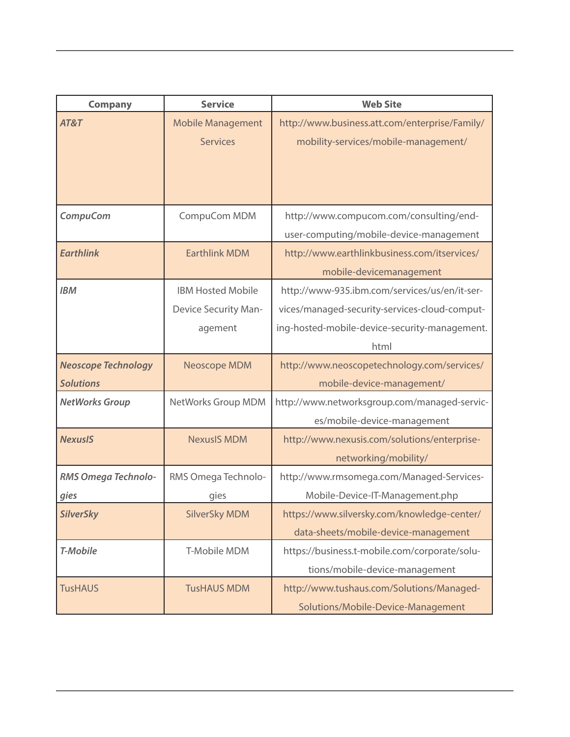| Company | Service | Web Site |
|---|---|---|
| ***AT&T*** | Mobile Management Services | http://www.business.att.com/enterprise/Family/mobility-services/mobile-management/ |
| ***CompuCom*** | CompuCom MDM | http://www.compucom.com/consulting/end-user-computing/mobile-device-management |
| ***Earthlink*** | Earthlink MDM | http://www.earthlinkbusiness.com/itservices/mobile-devicemanagement |
| ***IBM*** | IBM Hosted Mobile Device Security Management | http://www-935.ibm.com/services/us/en/it-services/managed-security-services-cloud-computing-hosted-mobile-device-security-management.html |
| ***Neoscope Technology Solutions*** | Neoscope MDM | http://www.neoscopetechnology.com/services/mobile-device-management/ |
| ***NetWorks Group*** | NetWorks Group MDM | http://www.networksgroup.com/managed-services/mobile-device-management |
| ***NexusIS*** | NexusIS MDM | http://www.nexusis.com/solutions/enterprise-networking/mobility/ |
| ***RMS Omega Technologies*** | RMS Omega Technologies | http://www.rmsomega.com/Managed-Services-Mobile-Device-IT-Management.php |
| ***SilverSky*** | SilverSky MDM | https://www.silversky.com/knowledge-center/data-sheets/mobile-device-management |
| ***T-Mobile*** | T-Mobile MDM | https://business.t-mobile.com/corporate/solutions/mobile-device-management |
| TusHAUS | TusHAUS MDM | http://www.tushaus.com/Solutions/Managed-Solutions/Mobile-Device-Management |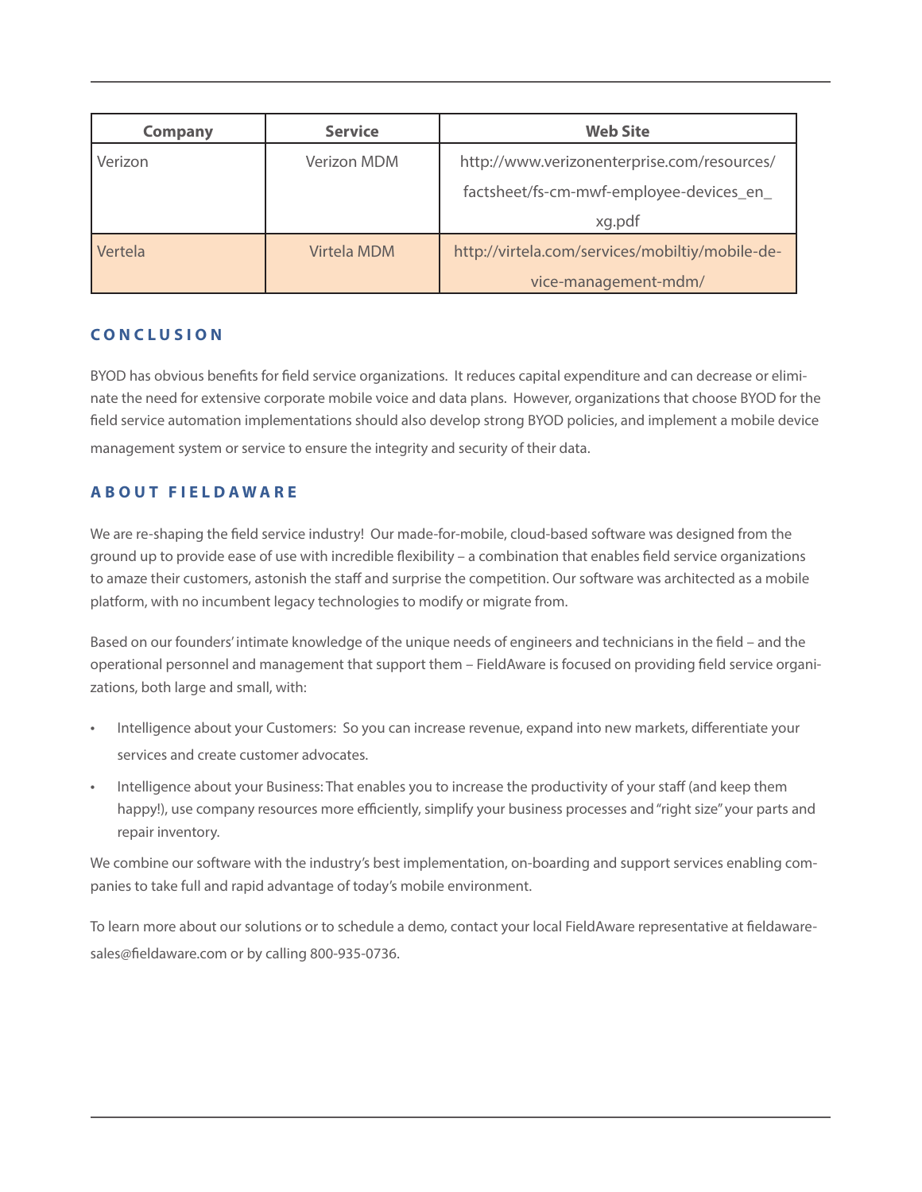| Company | Service | Web Site |
| --- | --- | --- |
| Verizon | Verizon MDM | http://www.verizonenterprise.com/resources/factsheet/fs-cm-mwf-employee-devices_en_xg.pdf |
| Vertela | Virtela MDM | http://virtela.com/services/mobiltiy/mobile-device-management-mdm/ |

## CONCLUSION

BYOD has obvious benefits for field service organizations. It reduces capital expenditure and can decrease or eliminate the need for extensive corporate mobile voice and data plans. However, organizations that choose BYOD for the field service automation implementations should also develop strong BYOD policies, and implement a mobile device management system or service to ensure the integrity and security of their data.

## ABOUT FIELDAWARE

We are re-shaping the field service industry! Our made-for-mobile, cloud-based software was designed from the ground up to provide ease of use with incredible flexibility – a combination that enables field service organizations to amaze their customers, astonish the staff and surprise the competition. Our software was architected as a mobile platform, with no incumbent legacy technologies to modify or migrate from.

Based on our founders' intimate knowledge of the unique needs of engineers and technicians in the field – and the operational personnel and management that support them – FieldAware is focused on providing field service organizations, both large and small, with:

- Intelligence about your Customers: So you can increase revenue, expand into new markets, differentiate your services and create customer advocates.
- Intelligence about your Business: That enables you to increase the productivity of your staff (and keep them happy!), use company resources more efficiently, simplify your business processes and "right size" your parts and repair inventory.

We combine our software with the industry's best implementation, on-boarding and support services enabling companies to take full and rapid advantage of today's mobile environment.

To learn more about our solutions or to schedule a demo, contact your local FieldAware representative at fieldaware-sales@fieldaware.com or by calling 800-935-0736.